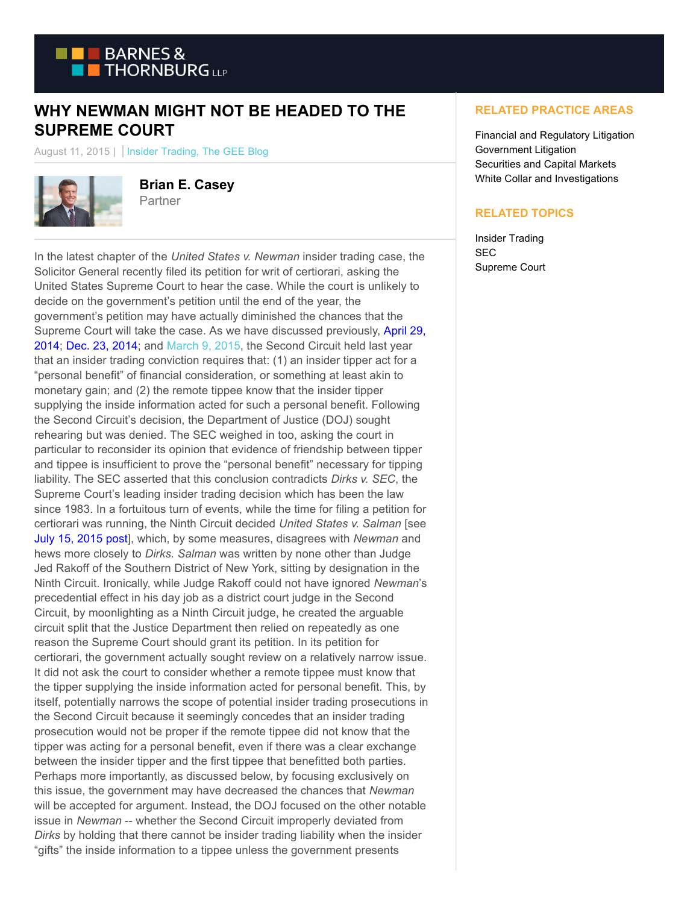# WHY NEWMAN MIGHT NOT BE HEADED TO THE SUPREME COURT

August 11, 2015 | | Insider Trading, The GEE Blog

**Brian E. Casey**
Partner

In the latest chapter of the *United States v. Newman* insider trading case, the Solicitor General recently filed its petition for writ of certiorari, asking the United States Supreme Court to hear the case. While the court is unlikely to decide on the government's petition until the end of the year, the government's petition may have actually diminished the chances that the Supreme Court will take the case. As we have discussed previously, April 29, 2014; Dec. 23, 2014; and March 9, 2015, the Second Circuit held last year that an insider trading conviction requires that: (1) an insider tipper act for a "personal benefit" of financial consideration, or something at least akin to monetary gain; and (2) the remote tippee know that the insider tipper supplying the inside information acted for such a personal benefit. Following the Second Circuit's decision, the Department of Justice (DOJ) sought rehearing but was denied. The SEC weighed in too, asking the court in particular to reconsider its opinion that evidence of friendship between tipper and tippee is insufficient to prove the "personal benefit" necessary for tipping liability. The SEC asserted that this conclusion contradicts *Dirks v. SEC*, the Supreme Court's leading insider trading decision which has been the law since 1983. In a fortuitous turn of events, while the time for filing a petition for certiorari was running, the Ninth Circuit decided *United States v. Salman* [see July 15, 2015 post], which, by some measures, disagrees with *Newman* and hews more closely to *Dirks*. *Salman* was written by none other than Judge Jed Rakoff of the Southern District of New York, sitting by designation in the Ninth Circuit. Ironically, while Judge Rakoff could not have ignored *Newman*'s precedential effect in his day job as a district court judge in the Second Circuit, by moonlighting as a Ninth Circuit judge, he created the arguable circuit split that the Justice Department then relied on repeatedly as one reason the Supreme Court should grant its petition. In its petition for certiorari, the government actually sought review on a relatively narrow issue. It did not ask the court to consider whether a remote tippee must know that the tipper supplying the inside information acted for personal benefit. This, by itself, potentially narrows the scope of potential insider trading prosecutions in the Second Circuit because it seemingly concedes that an insider trading prosecution would not be proper if the remote tippee did not know that the tipper was acting for a personal benefit, even if there was a clear exchange between the insider tipper and the first tippee that benefitted both parties. Perhaps more importantly, as discussed below, by focusing exclusively on this issue, the government may have decreased the chances that *Newman* will be accepted for argument. Instead, the DOJ focused on the other notable issue in *Newman* -- whether the Second Circuit improperly deviated from *Dirks* by holding that there cannot be insider trading liability when the insider "gifts" the inside information to a tippee unless the government presents

## RELATED PRACTICE AREAS

Financial and Regulatory Litigation
Government Litigation
Securities and Capital Markets
White Collar and Investigations

## RELATED TOPICS

Insider Trading
SEC
Supreme Court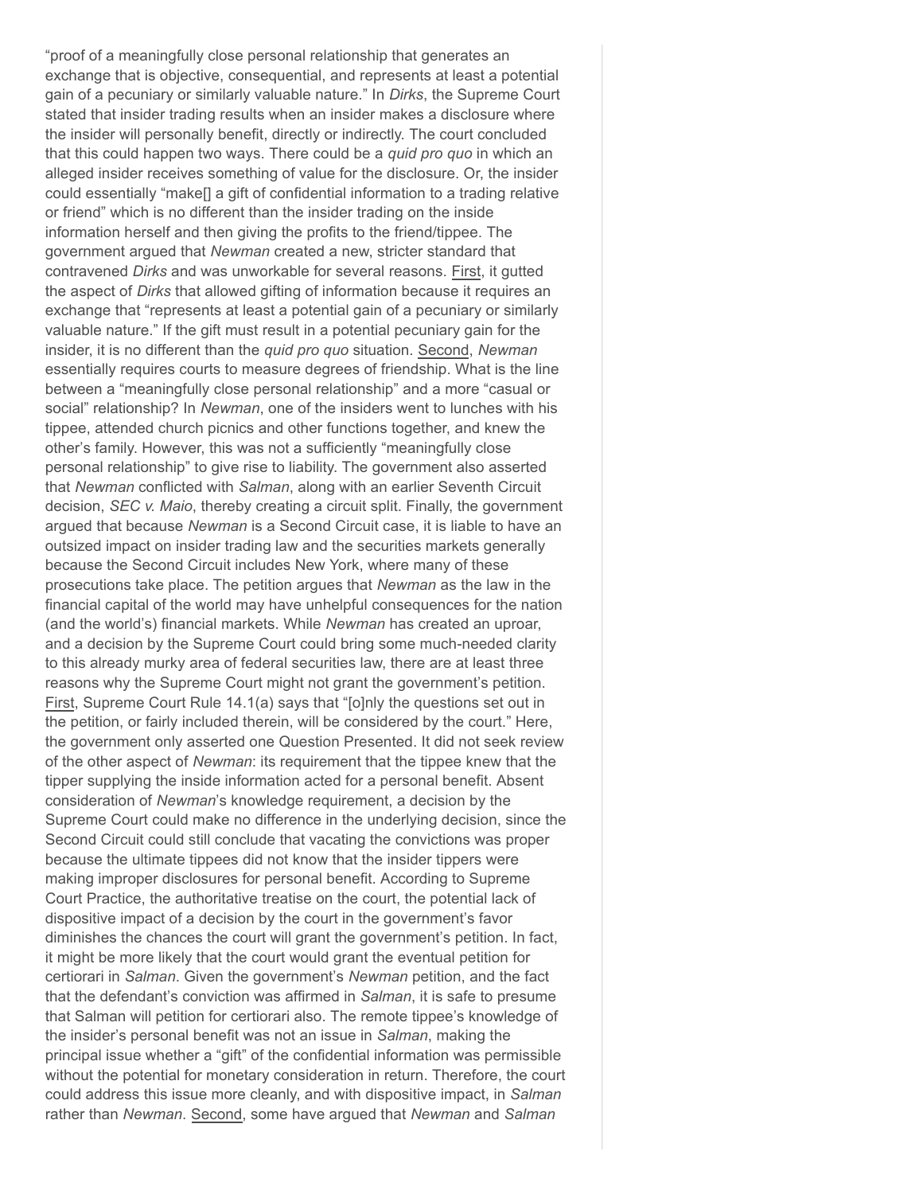"proof of a meaningfully close personal relationship that generates an exchange that is objective, consequential, and represents at least a potential gain of a pecuniary or similarly valuable nature." In *Dirks*, the Supreme Court stated that insider trading results when an insider makes a disclosure where the insider will personally benefit, directly or indirectly. The court concluded that this could happen two ways. There could be a *quid pro quo* in which an alleged insider receives something of value for the disclosure. Or, the insider could essentially "make[] a gift of confidential information to a trading relative or friend" which is no different than the insider trading on the inside information herself and then giving the profits to the friend/tippee. The government argued that *Newman* created a new, stricter standard that contravened *Dirks* and was unworkable for several reasons. First, it gutted the aspect of *Dirks* that allowed gifting of information because it requires an exchange that "represents at least a potential gain of a pecuniary or similarly valuable nature." If the gift must result in a potential pecuniary gain for the insider, it is no different than the *quid pro quo* situation. Second, *Newman* essentially requires courts to measure degrees of friendship. What is the line between a "meaningfully close personal relationship" and a more "casual or social" relationship? In *Newman*, one of the insiders went to lunches with his tippee, attended church picnics and other functions together, and knew the other's family. However, this was not a sufficiently "meaningfully close personal relationship" to give rise to liability. The government also asserted that *Newman* conflicted with *Salman*, along with an earlier Seventh Circuit decision, *SEC v. Maio*, thereby creating a circuit split. Finally, the government argued that because *Newman* is a Second Circuit case, it is liable to have an outsized impact on insider trading law and the securities markets generally because the Second Circuit includes New York, where many of these prosecutions take place. The petition argues that *Newman* as the law in the financial capital of the world may have unhelpful consequences for the nation (and the world's) financial markets. While *Newman* has created an uproar, and a decision by the Supreme Court could bring some much-needed clarity to this already murky area of federal securities law, there are at least three reasons why the Supreme Court might not grant the government's petition. First, Supreme Court Rule 14.1(a) says that "[o]nly the questions set out in the petition, or fairly included therein, will be considered by the court." Here, the government only asserted one Question Presented. It did not seek review of the other aspect of *Newman*: its requirement that the tippee knew that the tipper supplying the inside information acted for a personal benefit. Absent consideration of *Newman*'s knowledge requirement, a decision by the Supreme Court could make no difference in the underlying decision, since the Second Circuit could still conclude that vacating the convictions was proper because the ultimate tippees did not know that the insider tippers were making improper disclosures for personal benefit. According to Supreme Court Practice, the authoritative treatise on the court, the potential lack of dispositive impact of a decision by the court in the government's favor diminishes the chances the court will grant the government's petition. In fact, it might be more likely that the court would grant the eventual petition for certiorari in *Salman*. Given the government's *Newman* petition, and the fact that the defendant's conviction was affirmed in *Salman*, it is safe to presume that Salman will petition for certiorari also. The remote tippee's knowledge of the insider's personal benefit was not an issue in *Salman*, making the principal issue whether a "gift" of the confidential information was permissible without the potential for monetary consideration in return. Therefore, the court could address this issue more cleanly, and with dispositive impact, in *Salman* rather than *Newman*. Second, some have argued that *Newman* and *Salman*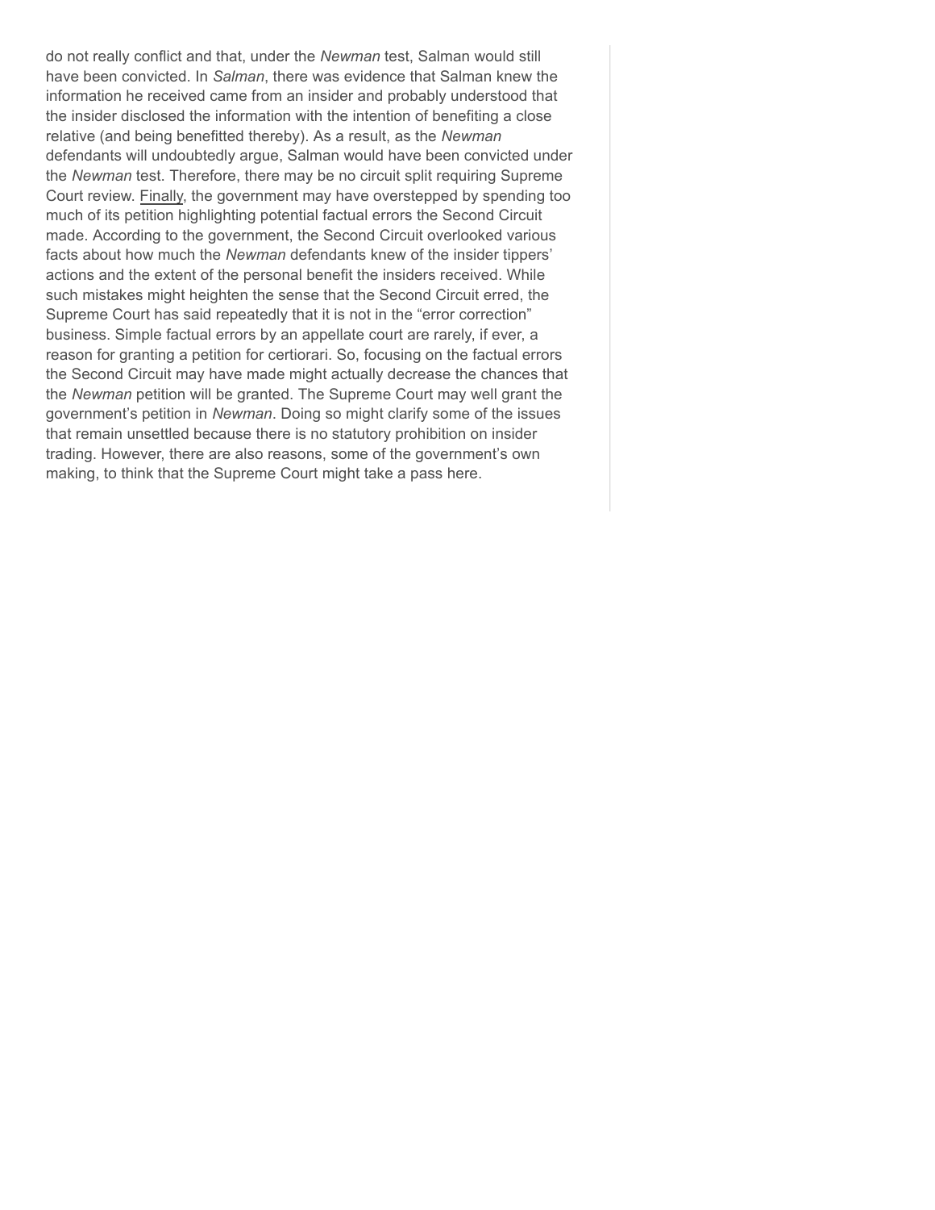do not really conflict and that, under the *Newman* test, Salman would still have been convicted. In *Salman*, there was evidence that Salman knew the information he received came from an insider and probably understood that the insider disclosed the information with the intention of benefiting a close relative (and being benefitted thereby). As a result, as the *Newman* defendants will undoubtedly argue, Salman would have been convicted under the *Newman* test. Therefore, there may be no circuit split requiring Supreme Court review. Finally, the government may have overstepped by spending too much of its petition highlighting potential factual errors the Second Circuit made. According to the government, the Second Circuit overlooked various facts about how much the *Newman* defendants knew of the insider tippers' actions and the extent of the personal benefit the insiders received. While such mistakes might heighten the sense that the Second Circuit erred, the Supreme Court has said repeatedly that it is not in the "error correction" business. Simple factual errors by an appellate court are rarely, if ever, a reason for granting a petition for certiorari. So, focusing on the factual errors the Second Circuit may have made might actually decrease the chances that the *Newman* petition will be granted. The Supreme Court may well grant the government's petition in *Newman*. Doing so might clarify some of the issues that remain unsettled because there is no statutory prohibition on insider trading. However, there are also reasons, some of the government's own making, to think that the Supreme Court might take a pass here.